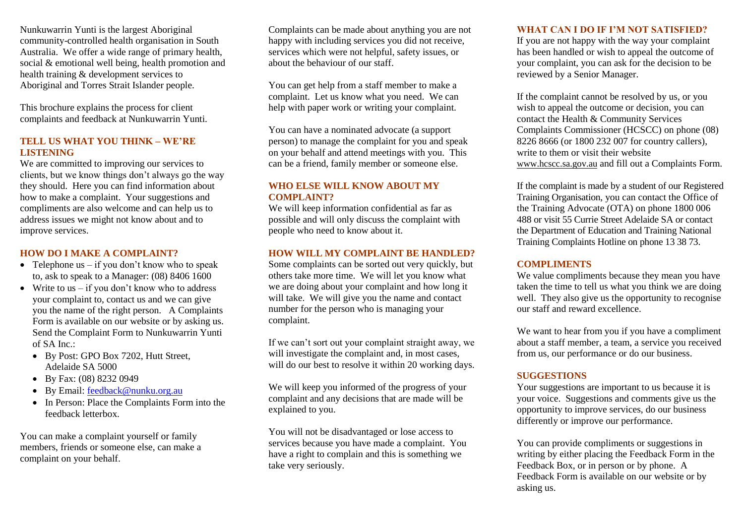Nunkuwarrin Yunti is the largest Aboriginal community-controlled health organisation in South Australia. We offer a wide range of primary health, social & emotional well being, health promotion and health training & development services to Aboriginal and Torres Strait Islander people.

This brochure explains the process for client complaints and feedback at Nunkuwarrin Yunti.

## TELL US WHAT YOU THINK – WE'RE LISTENING

We are committed to improving our services to clients, but we know things don't always go the way they should. Here you can find information about how to make a complaint. Your suggestions and compliments are also welcome and can help us to address issues we might not know about and to improve services.

## HOW DO I MAKE A COMPLAINT?

- Telephone us – if you don't know who to speak to, ask to speak to a Manager: (08) 8406 1600
- Write to us – if you don't know who to address your complaint to, contact us and we can give you the name of the right person. A Complaints Form is available on our website or by asking us. Send the Complaint Form to Nunkuwarrin Yunti of SA Inc.:
  - By Post: GPO Box 7202, Hutt Street, Adelaide SA 5000
  - By Fax: (08) 8232 0949
  - By Email: feedback@nunku.org.au
  - In Person: Place the Complaints Form into the feedback letterbox.

You can make a complaint yourself or family members, friends or someone else, can make a complaint on your behalf.

Complaints can be made about anything you are not happy with including services you did not receive, services which were not helpful, safety issues, or about the behaviour of our staff.

You can get help from a staff member to make a complaint. Let us know what you need. We can help with paper work or writing your complaint.

You can have a nominated advocate (a support person) to manage the complaint for you and speak on your behalf and attend meetings with you. This can be a friend, family member or someone else.

## WHO ELSE WILL KNOW ABOUT MY COMPLAINT?

We will keep information confidential as far as possible and will only discuss the complaint with people who need to know about it.

## HOW WILL MY COMPLAINT BE HANDLED?

Some complaints can be sorted out very quickly, but others take more time. We will let you know what we are doing about your complaint and how long it will take. We will give you the name and contact number for the person who is managing your complaint.

If we can't sort out your complaint straight away, we will investigate the complaint and, in most cases, will do our best to resolve it within 20 working days.

We will keep you informed of the progress of your complaint and any decisions that are made will be explained to you.

You will not be disadvantaged or lose access to services because you have made a complaint. You have a right to complain and this is something we take very seriously.

## WHAT CAN I DO IF I'M NOT SATISFIED?

If you are not happy with the way your complaint has been handled or wish to appeal the outcome of your complaint, you can ask for the decision to be reviewed by a Senior Manager.

If the complaint cannot be resolved by us, or you wish to appeal the outcome or decision, you can contact the Health & Community Services Complaints Commissioner (HCSCC) on phone (08) 8226 8666 (or 1800 232 007 for country callers), write to them or visit their website www.hcscc.sa.gov.au and fill out a Complaints Form.

If the complaint is made by a student of our Registered Training Organisation, you can contact the Office of the Training Advocate (OTA) on phone 1800 006 488 or visit 55 Currie Street Adelaide SA or contact the Department of Education and Training National Training Complaints Hotline on phone 13 38 73.

## COMPLIMENTS

We value compliments because they mean you have taken the time to tell us what you think we are doing well. They also give us the opportunity to recognise our staff and reward excellence.

We want to hear from you if you have a compliment about a staff member, a team, a service you received from us, our performance or do our business.

## SUGGESTIONS

Your suggestions are important to us because it is your voice. Suggestions and comments give us the opportunity to improve services, do our business differently or improve our performance.

You can provide compliments or suggestions in writing by either placing the Feedback Form in the Feedback Box, or in person or by phone. A Feedback Form is available on our website or by asking us.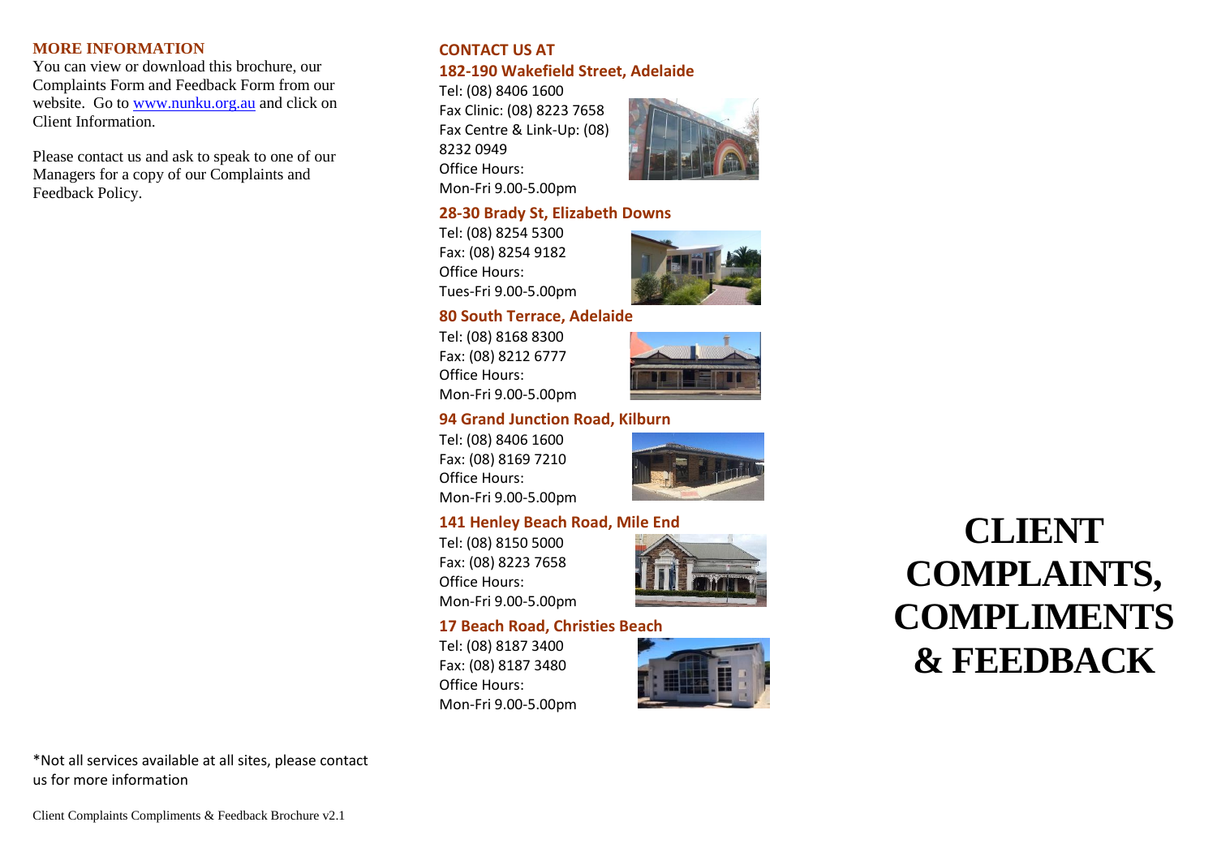## MORE INFORMATION

You can view or download this brochure, our Complaints Form and Feedback Form from our website. Go to www.nunku.org.au and click on Client Information.

Please contact us and ask to speak to one of our Managers for a copy of our Complaints and Feedback Policy.

\*Not all services available at all sites, please contact us for more information

## CONTACT US AT

### 182-190 Wakefield Street, Adelaide

Tel: (08) 8406 1600
Fax Clinic: (08) 8223 7658
Fax Centre & Link-Up: (08) 8232 0949
Office Hours:
Mon-Fri 9.00-5.00pm

### 28-30 Brady St, Elizabeth Downs

Tel: (08) 8254 5300
Fax: (08) 8254 9182
Office Hours:
Tues-Fri 9.00-5.00pm

### 80 South Terrace, Adelaide

Tel: (08) 8168 8300
Fax: (08) 8212 6777
Office Hours:
Mon-Fri 9.00-5.00pm

### 94 Grand Junction Road, Kilburn

Tel: (08) 8406 1600
Fax: (08) 8169 7210
Office Hours:
Mon-Fri 9.00-5.00pm

### 141 Henley Beach Road, Mile End

Tel: (08) 8150 5000
Fax: (08) 8223 7658
Office Hours:
Mon-Fri 9.00-5.00pm

### 17 Beach Road, Christies Beach

Tel: (08) 8187 3400
Fax: (08) 8187 3480
Office Hours:
Mon-Fri 9.00-5.00pm

# CLIENT COMPLAINTS, COMPLIMENTS & FEEDBACK